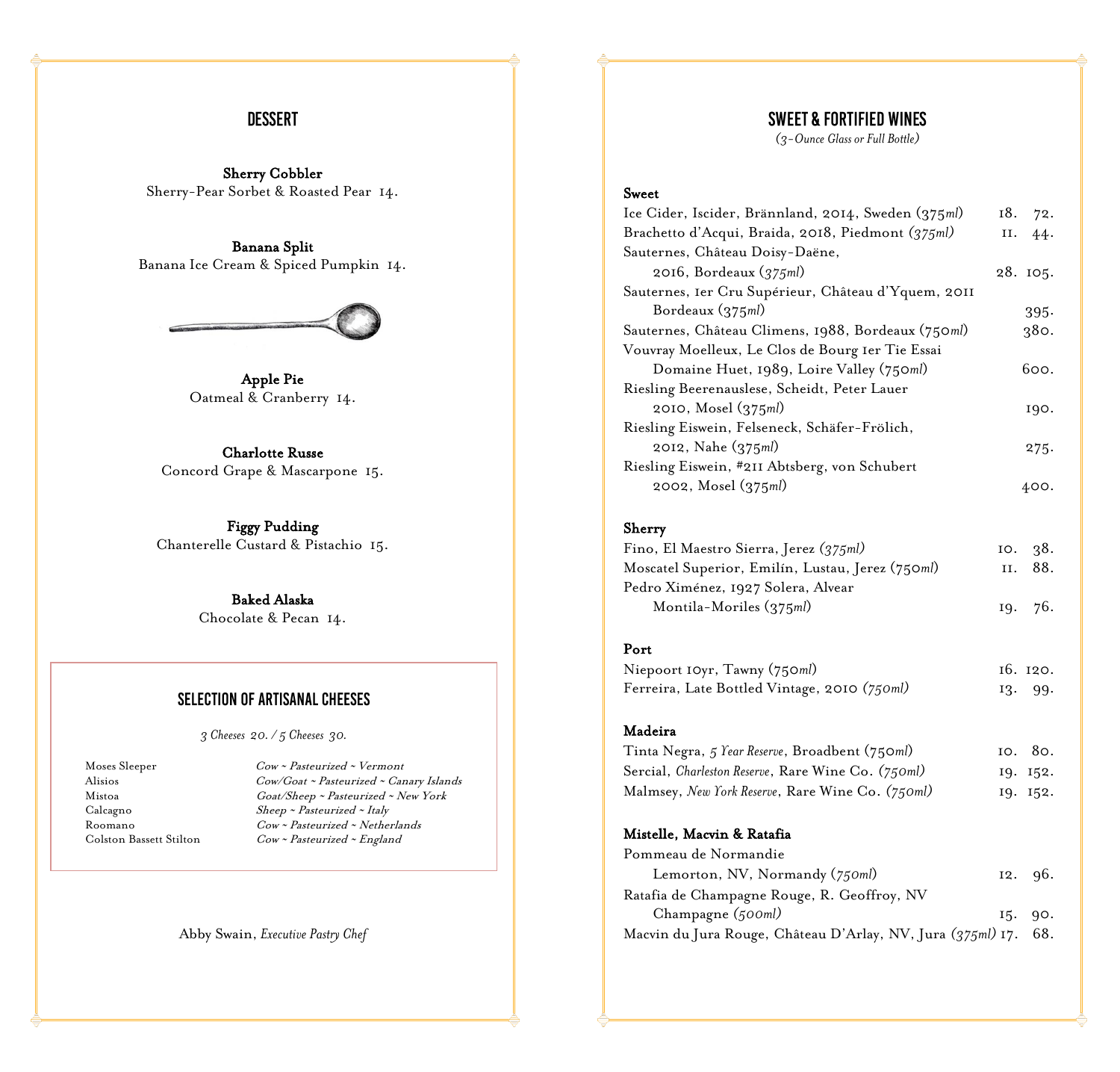## DESSERT

**Sherry Cobbler**
Sherry-Pear Sorbet & Roasted Pear 14.

**Banana Split**
Banana Ice Cream & Spiced Pumpkin 14.

**Apple Pie**
Oatmeal & Cranberry 14.

**Charlotte Russe**
Concord Grape & Mascarpone 15.

**Figgy Pudding**
Chanterelle Custard & Pistachio 15.

**Baked Alaska**
Chocolate & Pecan 14.

### SELECTION OF ARTISANAL CHEESES

*3 Cheeses 20. / 5 Cheeses 30.*

| | |
|---|---|
| Moses Sleeper | *Cow ~ Pasteurized ~ Vermont* |
| Alisios | *Cow/Goat ~ Pasteurized ~ Canary Islands* |
| Mistoa | *Goat/Sheep ~ Pasteurized ~ New York* |
| Calcagno | *Sheep ~ Pasteurized ~ Italy* |
| Roomano | *Cow ~ Pasteurized ~ Netherlands* |
| Colston Bassett Stilton | *Cow ~ Pasteurized ~ England* |

Abby Swain, *Executive Pastry Chef*

## SWEET & FORTIFIED WINES

*(3-Ounce Glass or Full Bottle)*

**Sweet**

| | Glass | Bottle |
|---|---|---|
| Ice Cider, Iscider, Brännland, 2014, Sweden (375*ml*) | 18. | 72. |
| Brachetto d'Acqui, Braida, 2018, Piedmont (*375ml*) | 11. | 44. |
| Sauternes, Château Doisy-Daëne, 2016, Bordeaux (*375ml*) | 28. | 105. |
| Sauternes, 1er Cru Supérieur, Château d'Yquem, 2011 Bordeaux (375*ml*) | | 395. |
| Sauternes, Château Climens, 1988, Bordeaux (750*ml*) | | 380. |
| Vouvray Moelleux, Le Clos de Bourg 1er Tie Essai Domaine Huet, 1989, Loire Valley (750*ml*) | | 600. |
| Riesling Beerenauslese, Scheidt, Peter Lauer 2010, Mosel (375*ml*) | | 190. |
| Riesling Eiswein, Felseneck, Schäfer-Frölich, 2012, Nahe (375*ml*) | | 275. |
| Riesling Eiswein, #211 Abtsberg, von Schubert 2002, Mosel (375*ml*) | | 400. |

**Sherry**

| | Glass | Bottle |
|---|---|---|
| Fino, El Maestro Sierra, Jerez (*375ml*) | 10. | 38. |
| Moscatel Superior, Emilín, Lustau, Jerez (750*ml*) | 11. | 88. |
| Pedro Ximénez, 1927 Solera, Alvear Montila-Moriles (375*ml*) | 19. | 76. |

**Port**

| | Glass | Bottle |
|---|---|---|
| Niepoort 10yr, Tawny (750*ml*) | 16. | 120. |
| Ferreira, Late Bottled Vintage, 2010 (*750ml*) | 13. | 99. |

**Madeira**

| | Glass | Bottle |
|---|---|---|
| Tinta Negra, *5 Year Reserve*, Broadbent (750*ml*) | 10. | 80. |
| Sercial, *Charleston Reserve*, Rare Wine Co. (*750ml*) | 19. | 152. |
| Malmsey, *New York Reserve*, Rare Wine Co. (*750ml*) | 19. | 152. |

**Mistelle, Macvin & Ratafia**

| | Glass | Bottle |
|---|---|---|
| Pommeau de Normandie Lemorton, NV, Normandy (*750ml*) | 12. | 96. |
| Ratafia de Champagne Rouge, R. Geoffroy, NV Champagne (*500ml*) | 15. | 90. |
| Macvin du Jura Rouge, Château D'Arlay, NV, Jura (*375ml*) | 17. | 68. |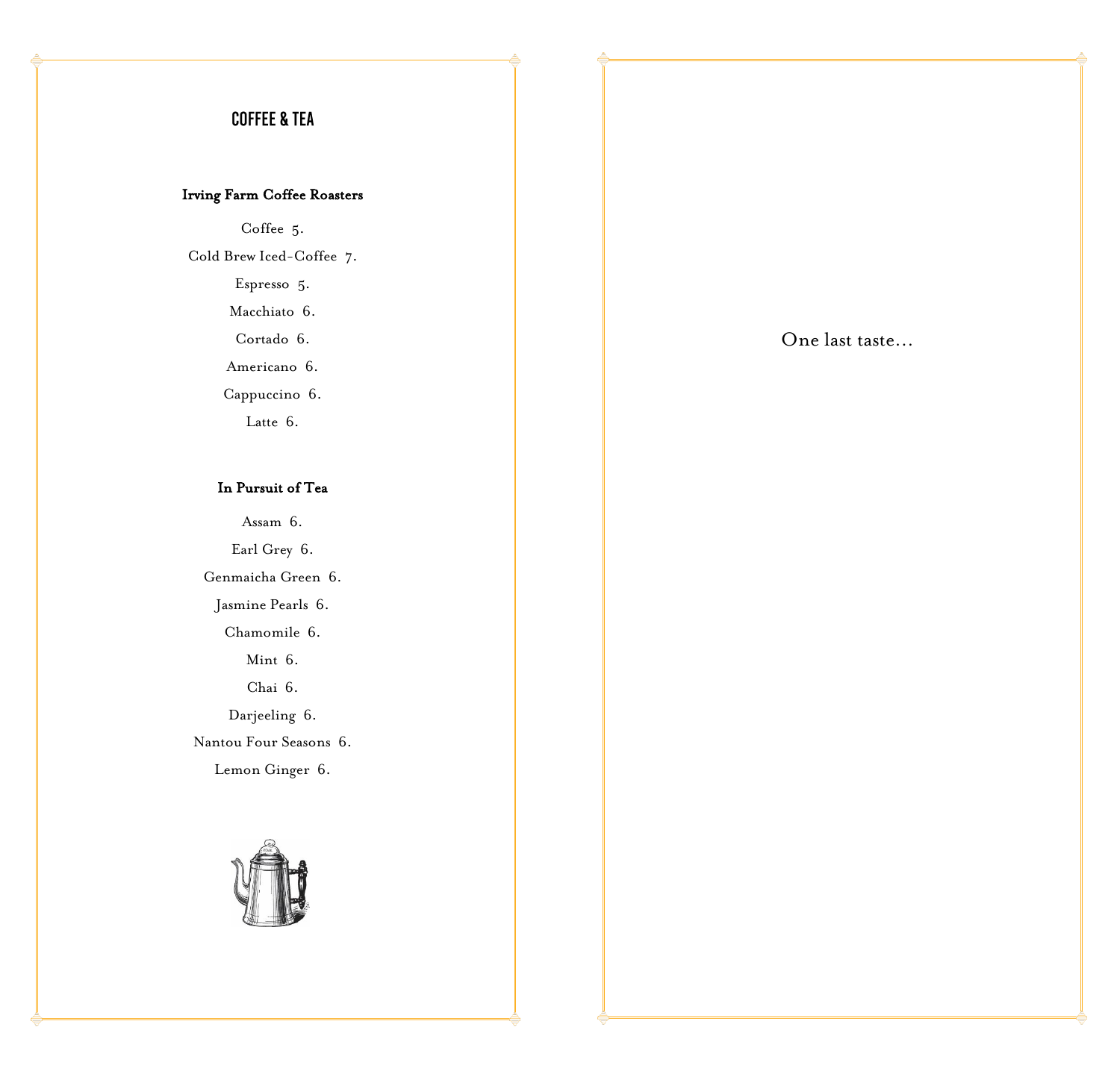## COFFEE & TEA

**Irving Farm Coffee Roasters**

Coffee 5.

Cold Brew Iced-Coffee 7.

Espresso 5.

Macchiato 6.

Cortado 6.

Americano 6.

Cappuccino 6.

Latte 6.

**In Pursuit of Tea**

Assam 6.

Earl Grey 6.

Genmaicha Green 6.

Jasmine Pearls 6.

Chamomile 6.

Mint 6.

Chai 6.

Darjeeling 6.

Nantou Four Seasons 6.

Lemon Ginger 6.

One last taste...